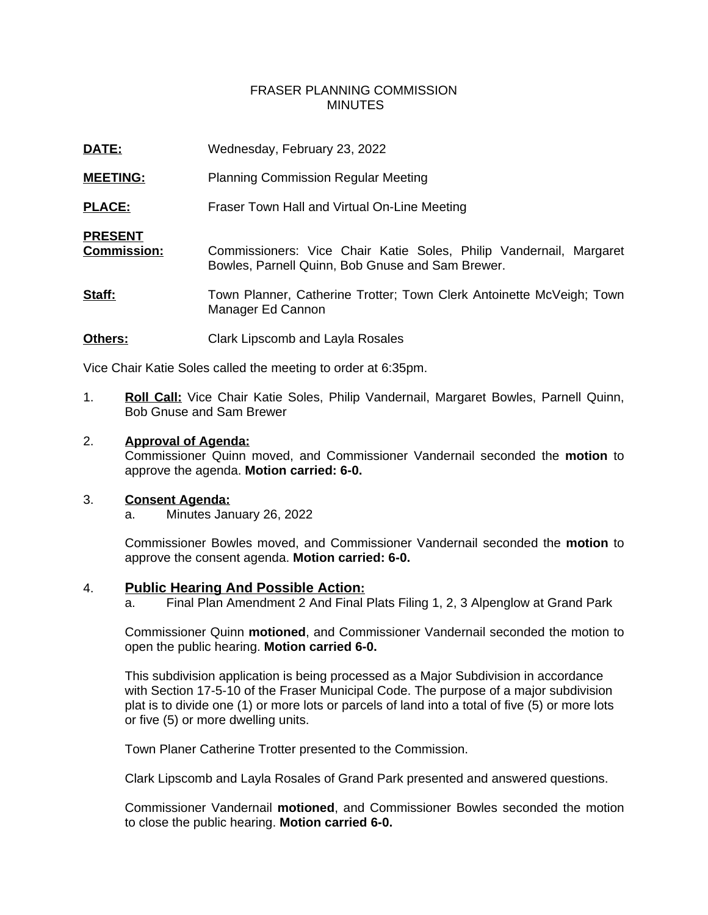FRASER PLANNING COMMISSION
MINUTES

**DATE:** Wednesday, February 23, 2022

**MEETING:** Planning Commission Regular Meeting

**PLACE:** Fraser Town Hall and Virtual On-Line Meeting

**PRESENT**
**Commission:** Commissioners: Vice Chair Katie Soles, Philip Vandernail, Margaret Bowles, Parnell Quinn, Bob Gnuse and Sam Brewer.

**Staff:** Town Planner, Catherine Trotter; Town Clerk Antoinette McVeigh; Town Manager Ed Cannon

**Others:** Clark Lipscomb and Layla Rosales

Vice Chair Katie Soles called the meeting to order at 6:35pm.

1. **Roll Call:** Vice Chair Katie Soles, Philip Vandernail, Margaret Bowles, Parnell Quinn, Bob Gnuse and Sam Brewer

2. **Approval of Agenda:**
   Commissioner Quinn moved, and Commissioner Vandernail seconded the **motion** to approve the agenda. **Motion carried: 6-0.**

3. **Consent Agenda:**
   a. Minutes January 26, 2022

   Commissioner Bowles moved, and Commissioner Vandernail seconded the **motion** to approve the consent agenda. **Motion carried: 6-0.**

4. **Public Hearing And Possible Action:**
   a. Final Plan Amendment 2 And Final Plats Filing 1, 2, 3 Alpenglow at Grand Park

   Commissioner Quinn **motioned**, and Commissioner Vandernail seconded the motion to open the public hearing. **Motion carried 6-0.**

   This subdivision application is being processed as a Major Subdivision in accordance with Section 17-5-10 of the Fraser Municipal Code. The purpose of a major subdivision plat is to divide one (1) or more lots or parcels of land into a total of five (5) or more lots or five (5) or more dwelling units.

   Town Planer Catherine Trotter presented to the Commission.

   Clark Lipscomb and Layla Rosales of Grand Park presented and answered questions.

   Commissioner Vandernail **motioned**, and Commissioner Bowles seconded the motion to close the public hearing. **Motion carried 6-0.**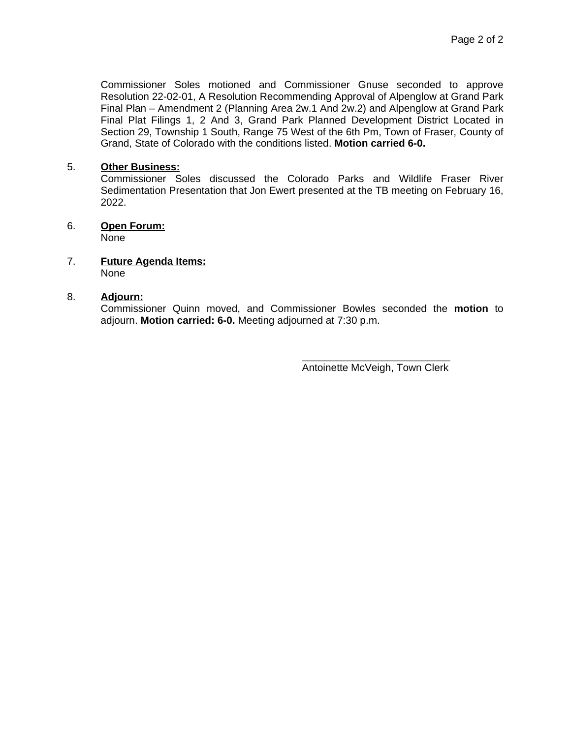Commissioner Soles motioned and Commissioner Gnuse seconded to approve Resolution 22-02-01, A Resolution Recommending Approval of Alpenglow at Grand Park Final Plan – Amendment 2 (Planning Area 2w.1 And 2w.2) and Alpenglow at Grand Park Final Plat Filings 1, 2 And 3, Grand Park Planned Development District Located in Section 29, Township 1 South, Range 75 West of the 6th Pm, Town of Fraser, County of Grand, State of Colorado with the conditions listed. **Motion carried 6-0.**

5. **Other Business:**
   Commissioner Soles discussed the Colorado Parks and Wildlife Fraser River Sedimentation Presentation that Jon Ewert presented at the TB meeting on February 16, 2022.

6. **Open Forum:**
   None

7. **Future Agenda Items:**
   None

8. **Adjourn:**
   Commissioner Quinn moved, and Commissioner Bowles seconded the **motion** to adjourn. **Motion carried: 6-0.** Meeting adjourned at 7:30 p.m.

\_\_\_\_\_\_\_\_\_\_\_\_\_\_\_\_\_\_\_\_\_\_\_\_\_\_
Antoinette McVeigh, Town Clerk